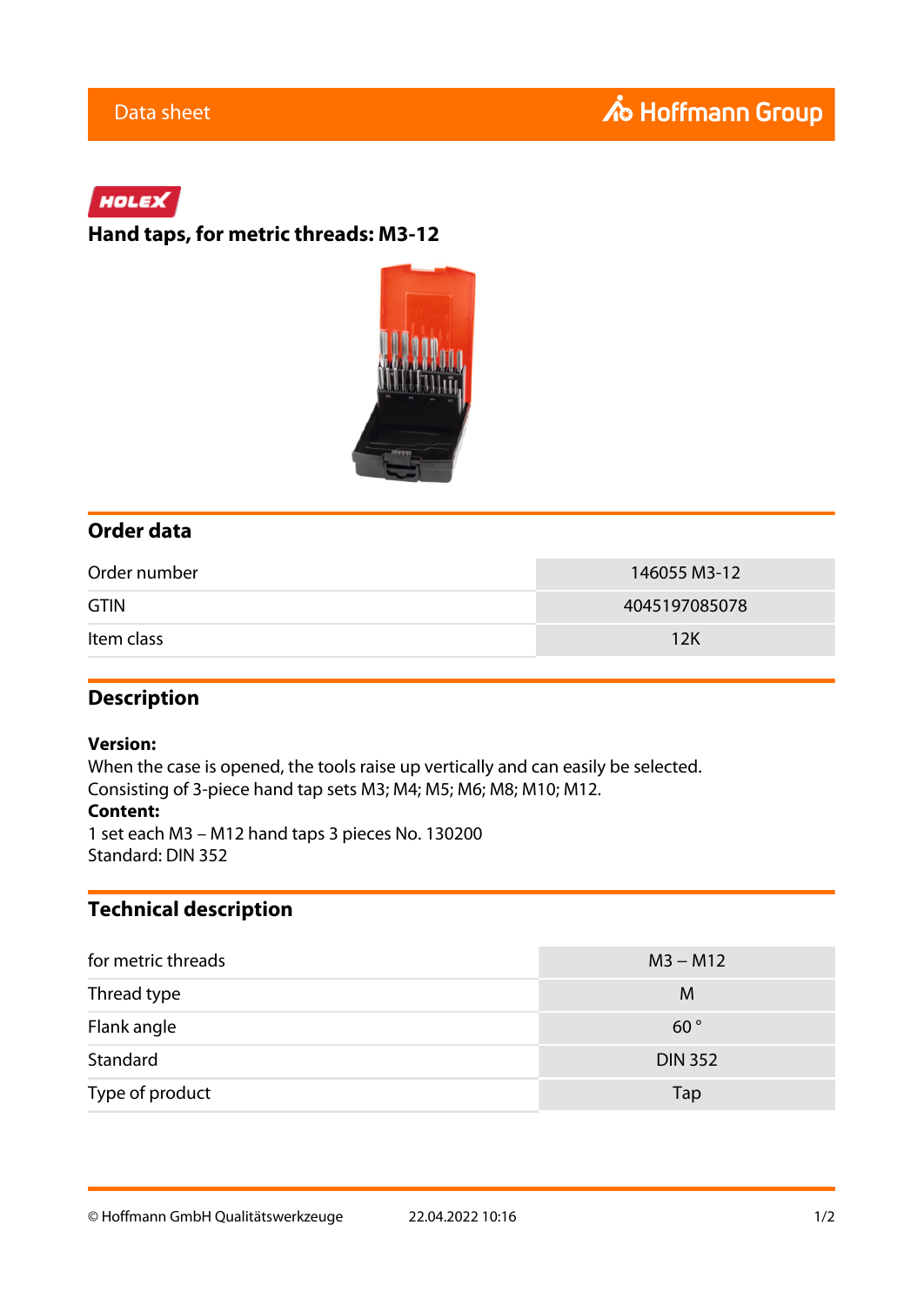Data sheet

HOLEX

# Hand taps, for metric threads: M3-12

## Order data

| | |
|---|---|
| Order number | 146055 M3-12 |
| GTIN | 4045197085078 |
| Item class | 12K |

## Description

**Version:**
When the case is opened, the tools raise up vertically and can easily be selected.
Consisting of 3-piece hand tap sets M3; M4; M5; M6; M8; M10; M12.
**Content:**
1 set each M3 – M12 hand taps 3 pieces No. 130200
Standard: DIN 352

## Technical description

| | |
|---|---|
| for metric threads | M3 – M12 |
| Thread type | M |
| Flank angle | 60 ° |
| Standard | DIN 352 |
| Type of product | Tap |

© Hoffmann GmbH Qualitätswerkzeuge 22.04.2022 10:16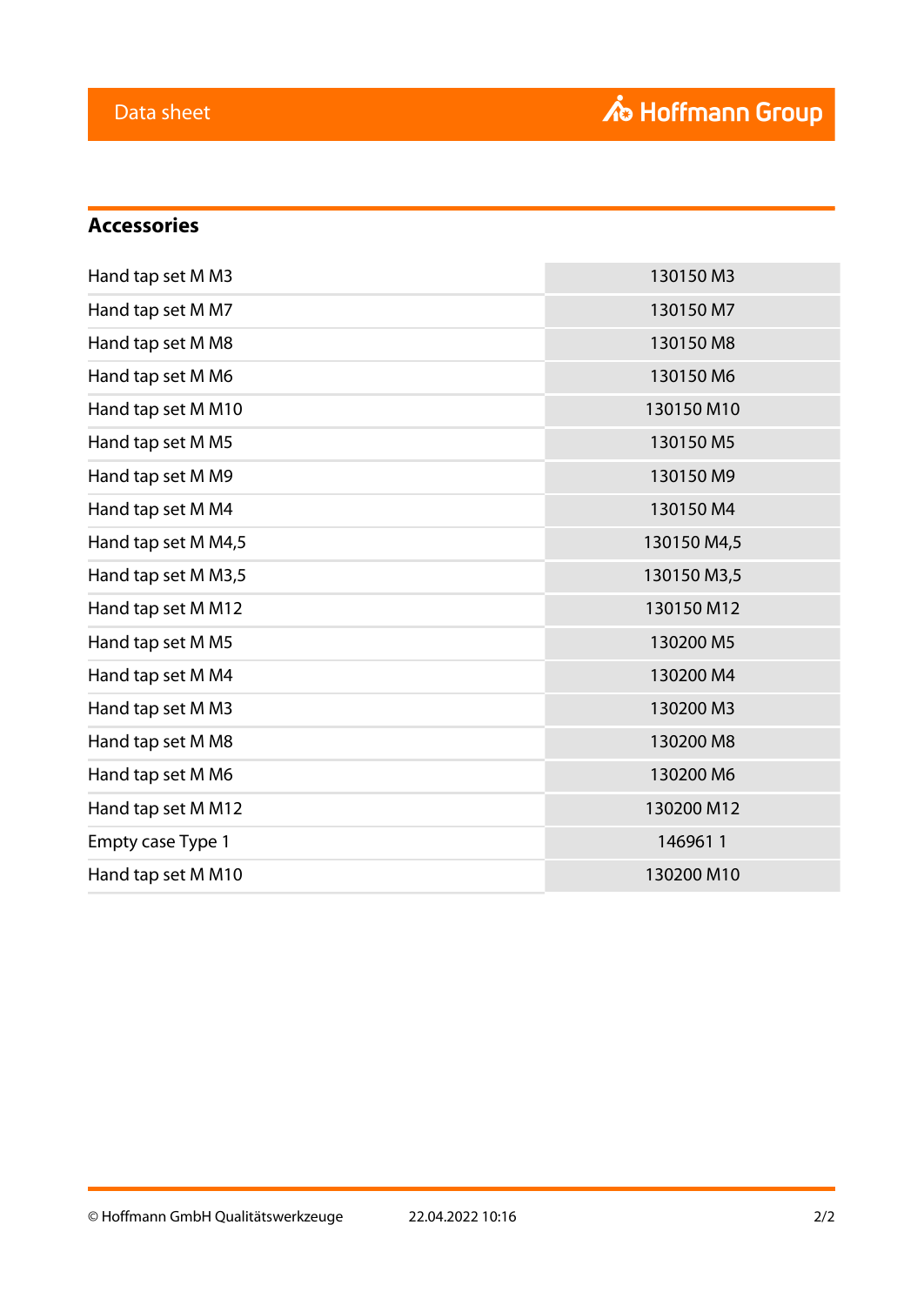## Accessories

| | |
|---|---|
| Hand tap set M M3 | 130150 M3 |
| Hand tap set M M7 | 130150 M7 |
| Hand tap set M M8 | 130150 M8 |
| Hand tap set M M6 | 130150 M6 |
| Hand tap set M M10 | 130150 M10 |
| Hand tap set M M5 | 130150 M5 |
| Hand tap set M M9 | 130150 M9 |
| Hand tap set M M4 | 130150 M4 |
| Hand tap set M M4,5 | 130150 M4,5 |
| Hand tap set M M3,5 | 130150 M3,5 |
| Hand tap set M M12 | 130150 M12 |
| Hand tap set M M5 | 130200 M5 |
| Hand tap set M M4 | 130200 M4 |
| Hand tap set M M3 | 130200 M3 |
| Hand tap set M M8 | 130200 M8 |
| Hand tap set M M6 | 130200 M6 |
| Hand tap set M M12 | 130200 M12 |
| Empty case Type 1 | 146961 1 |
| Hand tap set M M10 | 130200 M10 |